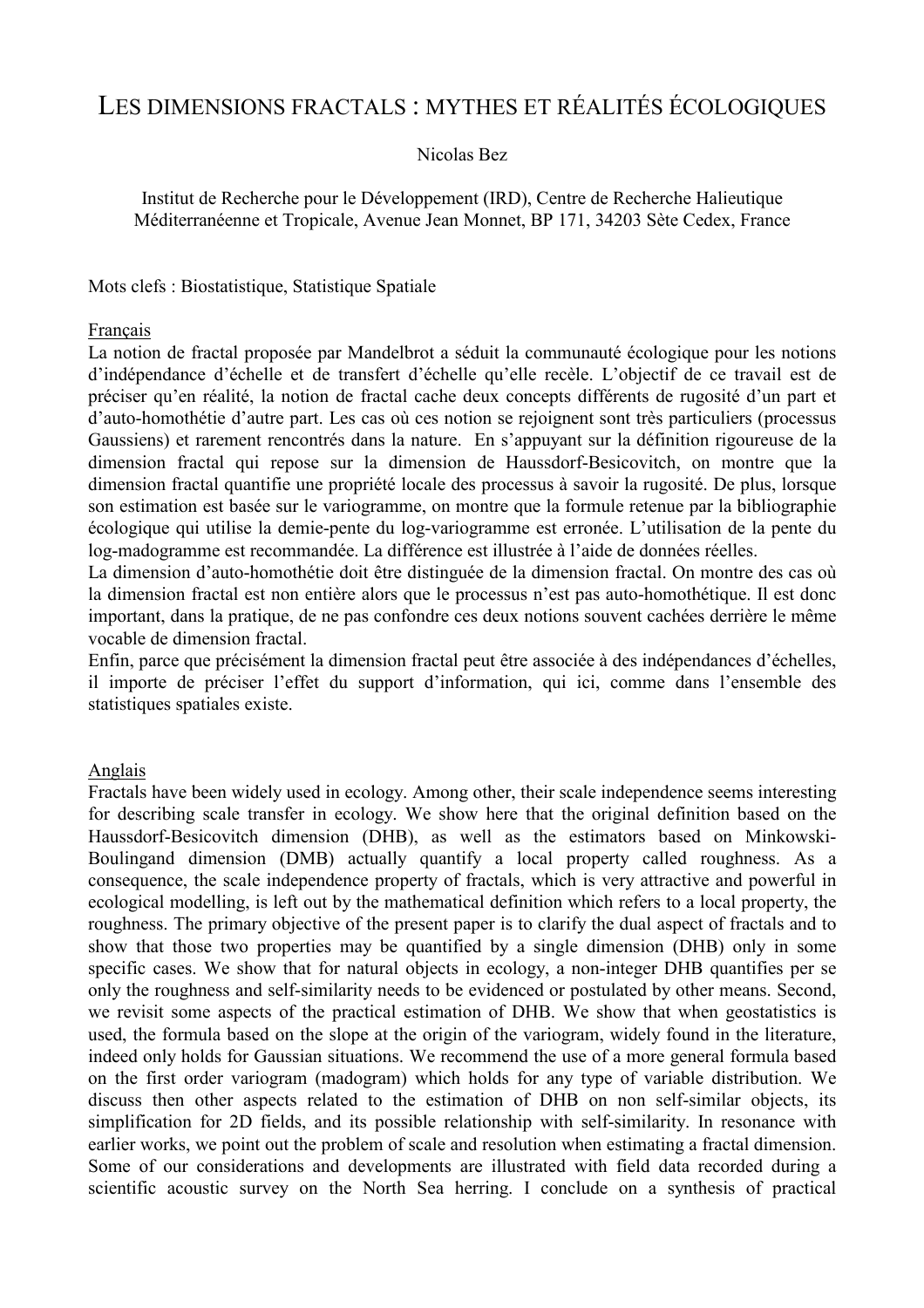# LES DIMENSIONS FRACTALS : MYTHES ET RÉALITÉS ÉCOLOGIQUES

Nicolas Bez

Institut de Recherche pour le Développement (IRD), Centre de Recherche Halieutique Méditerranéenne et Tropicale, Avenue Jean Monnet, BP 171, 34203 Sète Cedex, France

Mots clefs : Biostatistique, Statistique Spatiale

Français

La notion de fractal proposée par Mandelbrot a séduit la communauté écologique pour les notions d'indépendance d'échelle et de transfert d'échelle qu'elle recèle. L'objectif de ce travail est de préciser qu'en réalité, la notion de fractal cache deux concepts différents de rugosité d'un part et d'auto-homothétie d'autre part. Les cas où ces notion se rejoignent sont très particuliers (processus Gaussiens) et rarement rencontrés dans la nature. En s'appuyant sur la définition rigoureuse de la dimension fractal qui repose sur la dimension de Haussdorf-Besicovitch, on montre que la dimension fractal quantifie une propriété locale des processus à savoir la rugosité. De plus, lorsque son estimation est basée sur le variogramme, on montre que la formule retenue par la bibliographie écologique qui utilise la demie-pente du log-variogramme est erronée. L'utilisation de la pente du log-madogramme est recommandée. La différence est illustrée à l'aide de données réelles.

La dimension d'auto-homothétie doit être distinguée de la dimension fractal. On montre des cas où la dimension fractal est non entière alors que le processus n'est pas auto-homothétique. Il est donc important, dans la pratique, de ne pas confondre ces deux notions souvent cachées derrière le même vocable de dimension fractal.

Enfin, parce que précisément la dimension fractal peut être associée à des indépendances d'échelles, il importe de préciser l'effet du support d'information, qui ici, comme dans l'ensemble des statistiques spatiales existe.

Anglais

Fractals have been widely used in ecology. Among other, their scale independence seems interesting for describing scale transfer in ecology. We show here that the original definition based on the Haussdorf-Besicovitch dimension (DHB), as well as the estimators based on Minkowski-Boulingand dimension (DMB) actually quantify a local property called roughness. As a consequence, the scale independence property of fractals, which is very attractive and powerful in ecological modelling, is left out by the mathematical definition which refers to a local property, the roughness. The primary objective of the present paper is to clarify the dual aspect of fractals and to show that those two properties may be quantified by a single dimension (DHB) only in some specific cases. We show that for natural objects in ecology, a non-integer DHB quantifies per se only the roughness and self-similarity needs to be evidenced or postulated by other means. Second, we revisit some aspects of the practical estimation of DHB. We show that when geostatistics is used, the formula based on the slope at the origin of the variogram, widely found in the literature, indeed only holds for Gaussian situations. We recommend the use of a more general formula based on the first order variogram (madogram) which holds for any type of variable distribution. We discuss then other aspects related to the estimation of DHB on non self-similar objects, its simplification for 2D fields, and its possible relationship with self-similarity. In resonance with earlier works, we point out the problem of scale and resolution when estimating a fractal dimension. Some of our considerations and developments are illustrated with field data recorded during a scientific acoustic survey on the North Sea herring. I conclude on a synthesis of practical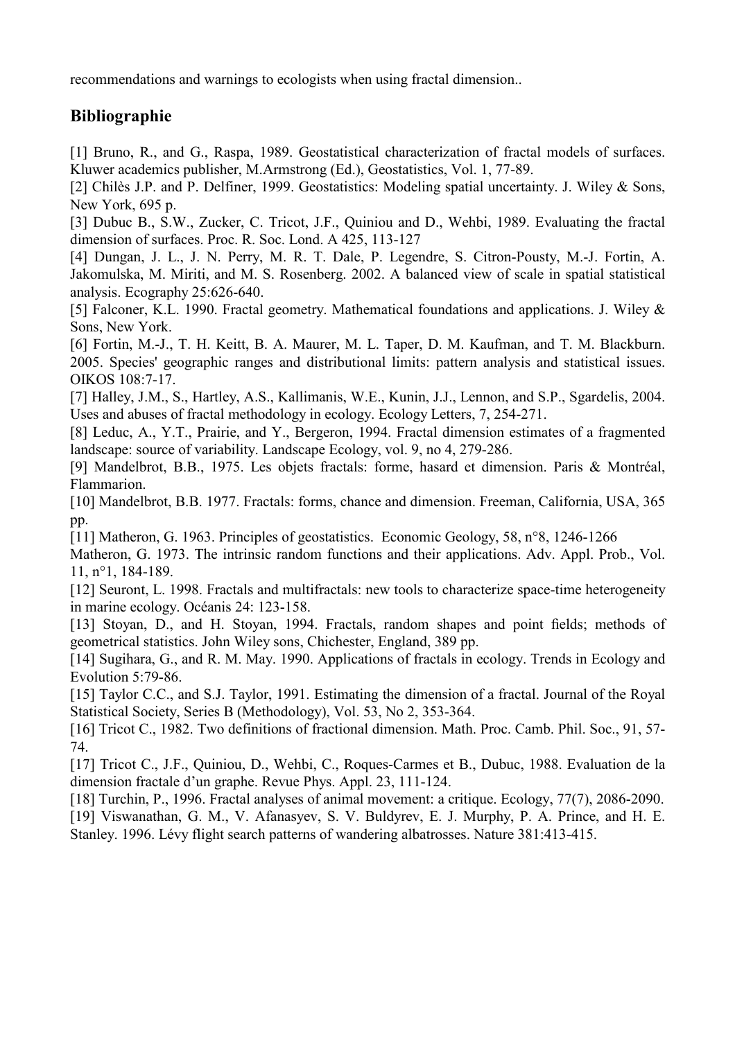recommendations and warnings to ecologists when using fractal dimension..

## Bibliographie

[1] Bruno, R., and G., Raspa, 1989. Geostatistical characterization of fractal models of surfaces. Kluwer academics publisher, M.Armstrong (Ed.), Geostatistics, Vol. 1, 77-89.

[2] Chilès J.P. and P. Delfiner, 1999. Geostatistics: Modeling spatial uncertainty. J. Wiley & Sons, New York, 695 p.

[3] Dubuc B., S.W., Zucker, C. Tricot, J.F., Quiniou and D., Wehbi, 1989. Evaluating the fractal dimension of surfaces. Proc. R. Soc. Lond. A 425, 113-127

[4] Dungan, J. L., J. N. Perry, M. R. T. Dale, P. Legendre, S. Citron-Pousty, M.-J. Fortin, A. Jakomulska, M. Miriti, and M. S. Rosenberg. 2002. A balanced view of scale in spatial statistical analysis. Ecography 25:626-640.

[5] Falconer, K.L. 1990. Fractal geometry. Mathematical foundations and applications. J. Wiley & Sons, New York.

[6] Fortin, M.-J., T. H. Keitt, B. A. Maurer, M. L. Taper, D. M. Kaufman, and T. M. Blackburn. 2005. Species' geographic ranges and distributional limits: pattern analysis and statistical issues. OIKOS 108:7-17.

[7] Halley, J.M., S., Hartley, A.S., Kallimanis, W.E., Kunin, J.J., Lennon, and S.P., Sgardelis, 2004. Uses and abuses of fractal methodology in ecology. Ecology Letters, 7, 254-271.

[8] Leduc, A., Y.T., Prairie, and Y., Bergeron, 1994. Fractal dimension estimates of a fragmented landscape: source of variability. Landscape Ecology, vol. 9, no 4, 279-286.

[9] Mandelbrot, B.B., 1975. Les objets fractals: forme, hasard et dimension. Paris & Montréal, Flammarion.

[10] Mandelbrot, B.B. 1977. Fractals: forms, chance and dimension. Freeman, California, USA, 365 pp.

[11] Matheron, G. 1963. Principles of geostatistics. Economic Geology, 58, n°8, 1246-1266

Matheron, G. 1973. The intrinsic random functions and their applications. Adv. Appl. Prob., Vol. 11, n°1, 184-189.

[12] Seuront, L. 1998. Fractals and multifractals: new tools to characterize space-time heterogeneity in marine ecology. Océanis 24: 123-158.

[13] Stoyan, D., and H. Stoyan, 1994. Fractals, random shapes and point fields; methods of geometrical statistics. John Wiley sons, Chichester, England, 389 pp.

[14] Sugihara, G., and R. M. May. 1990. Applications of fractals in ecology. Trends in Ecology and Evolution 5:79-86.

[15] Taylor C.C., and S.J. Taylor, 1991. Estimating the dimension of a fractal. Journal of the Royal Statistical Society, Series B (Methodology), Vol. 53, No 2, 353-364.

[16] Tricot C., 1982. Two definitions of fractional dimension. Math. Proc. Camb. Phil. Soc., 91, 57-74.

[17] Tricot C., J.F., Quiniou, D., Wehbi, C., Roques-Carmes et B., Dubuc, 1988. Evaluation de la dimension fractale d'un graphe. Revue Phys. Appl. 23, 111-124.

[18] Turchin, P., 1996. Fractal analyses of animal movement: a critique. Ecology, 77(7), 2086-2090.

[19] Viswanathan, G. M., V. Afanasyev, S. V. Buldyrev, E. J. Murphy, P. A. Prince, and H. E. Stanley. 1996. Lévy flight search patterns of wandering albatrosses. Nature 381:413-415.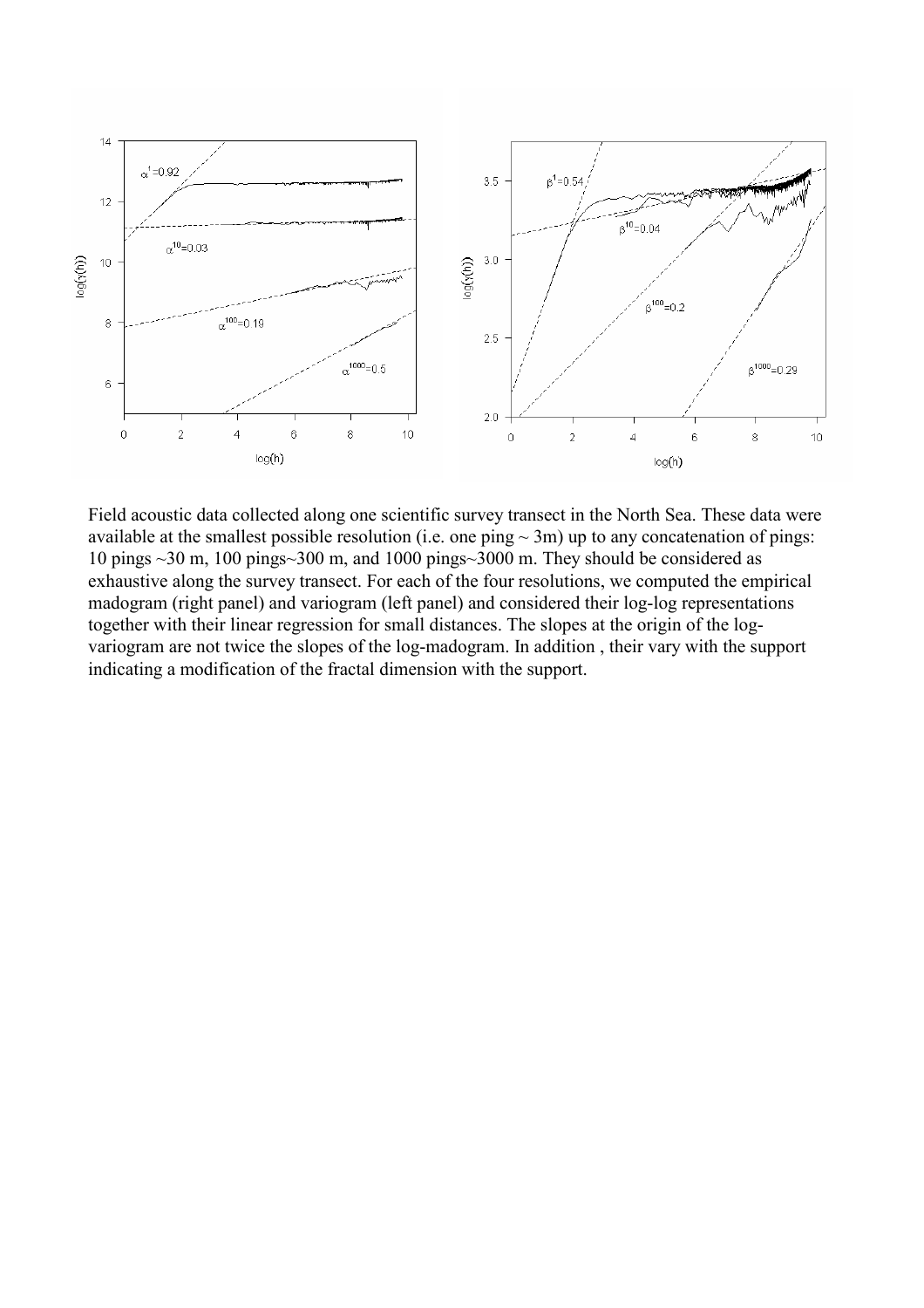$\alpha^1=0.92$

$\alpha^{10}=0.03$

$\alpha^{100}=0.19$

$\alpha^{1000}=0.5$

log(γ(h))

log(h)

$\beta^1=0.54$

$\beta^{10}=0.04$

$\beta^{100}=0.2$

$\beta^{1000}=0.29$

log(γ(h))

log(h)

Field acoustic data collected along one scientific survey transect in the North Sea. These data were available at the smallest possible resolution (i.e. one ping ~ 3m) up to any concatenation of pings: 10 pings ~30 m, 100 pings~300 m, and 1000 pings~3000 m. They should be considered as exhaustive along the survey transect. For each of the four resolutions, we computed the empirical madogram (right panel) and variogram (left panel) and considered their log-log representations together with their linear regression for small distances. The slopes at the origin of the log-variogram are not twice the slopes of the log-madogram. In addition , their vary with the support indicating a modification of the fractal dimension with the support.